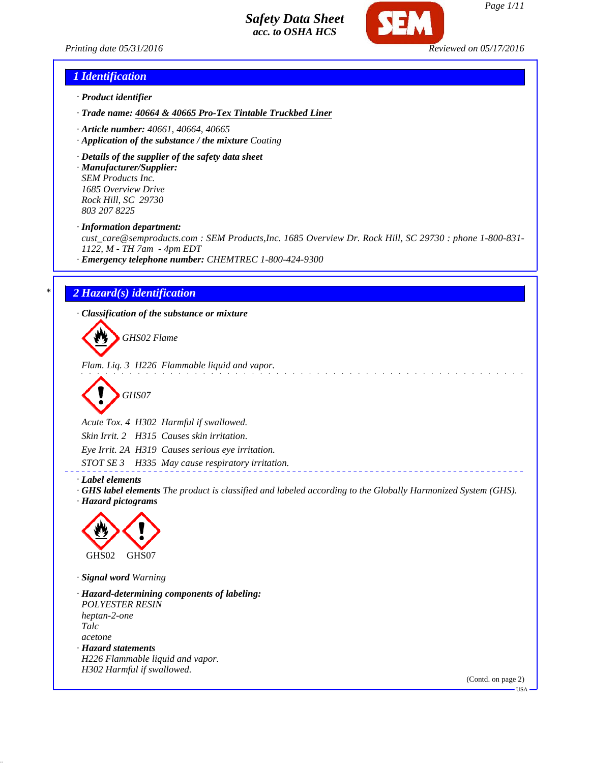# Safety Data Sheet
acc. to OSHA HCS

Printing date 05/31/2016 Reviewed on 05/17/2016

## 1 Identification

· **Product identifier**

· **Trade name:** **40664 & 40665 Pro-Tex Tintable Truckbed Liner**

· **Article number:** 40661, 40664, 40665

· **Application of the substance / the mixture** Coating

· **Details of the supplier of the safety data sheet**

· **Manufacturer/Supplier:**
SEM Products Inc.
1685 Overview Drive
Rock Hill, SC 29730
803 207 8225

· **Information department:**
cust_care@semproducts.com : SEM Products,Inc. 1685 Overview Dr. Rock Hill, SC 29730 : phone 1-800-831-1122, M - TH 7am - 4pm EDT

· **Emergency telephone number:** CHEMTREC 1-800-424-9300

## 2 Hazard(s) identification

· **Classification of the substance or mixture**

GHS02 Flame

Flam. Liq. 3 H226 Flammable liquid and vapor.

GHS07

Acute Tox. 4 H302 Harmful if swallowed.

Skin Irrit. 2 H315 Causes skin irritation.

Eye Irrit. 2A H319 Causes serious eye irritation.

STOT SE 3 H335 May cause respiratory irritation.

· **Label elements**

· **GHS label elements** The product is classified and labeled according to the Globally Harmonized System (GHS).

· **Hazard pictograms**

GHS02 GHS07

· **Signal word** Warning

· **Hazard-determining components of labeling:**
POLYESTER RESIN
heptan-2-one
Talc
acetone

· **Hazard statements**
H226 Flammable liquid and vapor.
H302 Harmful if swallowed.

(Contd. on page 2)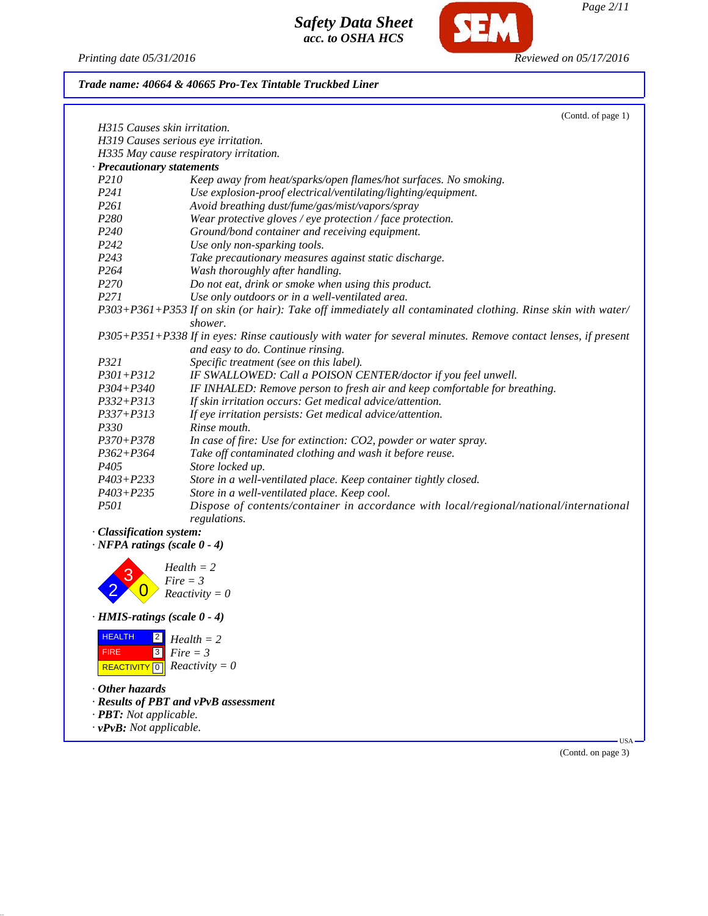**Safety Data Sheet**
**acc. to OSHA HCS**

Printing date 05/31/2016 Reviewed on 05/17/2016

**Trade name: 40664 & 40665 Pro-Tex Tintable Truckbed Liner**

(Contd. of page 1)

H315 Causes skin irritation.
H319 Causes serious eye irritation.
H335 May cause respiratory irritation.

· **Precautionary statements**

| | |
|---|---|
| P210 | Keep away from heat/sparks/open flames/hot surfaces. No smoking. |
| P241 | Use explosion-proof electrical/ventilating/lighting/equipment. |
| P261 | Avoid breathing dust/fume/gas/mist/vapors/spray |
| P280 | Wear protective gloves / eye protection / face protection. |
| P240 | Ground/bond container and receiving equipment. |
| P242 | Use only non-sparking tools. |
| P243 | Take precautionary measures against static discharge. |
| P264 | Wash thoroughly after handling. |
| P270 | Do not eat, drink or smoke when using this product. |
| P271 | Use only outdoors or in a well-ventilated area. |
| P303+P361+P353 | If on skin (or hair): Take off immediately all contaminated clothing. Rinse skin with water/shower. |
| P305+P351+P338 | If in eyes: Rinse cautiously with water for several minutes. Remove contact lenses, if present and easy to do. Continue rinsing. |
| P321 | Specific treatment (see on this label). |
| P301+P312 | IF SWALLOWED: Call a POISON CENTER/doctor if you feel unwell. |
| P304+P340 | IF INHALED: Remove person to fresh air and keep comfortable for breathing. |
| P332+P313 | If skin irritation occurs: Get medical advice/attention. |
| P337+P313 | If eye irritation persists: Get medical advice/attention. |
| P330 | Rinse mouth. |
| P370+P378 | In case of fire: Use for extinction: CO2, powder or water spray. |
| P362+P364 | Take off contaminated clothing and wash it before reuse. |
| P405 | Store locked up. |
| P403+P233 | Store in a well-ventilated place. Keep container tightly closed. |
| P403+P235 | Store in a well-ventilated place. Keep cool. |
| P501 | Dispose of contents/container in accordance with local/regional/national/international regulations. |

· **Classification system:**

· **NFPA ratings (scale 0 - 4)**

Health = 2
Fire = 3
Reactivity = 0

· **HMIS-ratings (scale 0 - 4)**

| | | |
|---|---|---|
| HEALTH | 2 | Health = 2 |
| FIRE | 3 | Fire = 3 |
| REACTIVITY | 0 | Reactivity = 0 |

· **Other hazards**
· **Results of PBT and vPvB assessment**
· **PBT:** Not applicable.
· **vPvB:** Not applicable.

USA

(Contd. on page 3)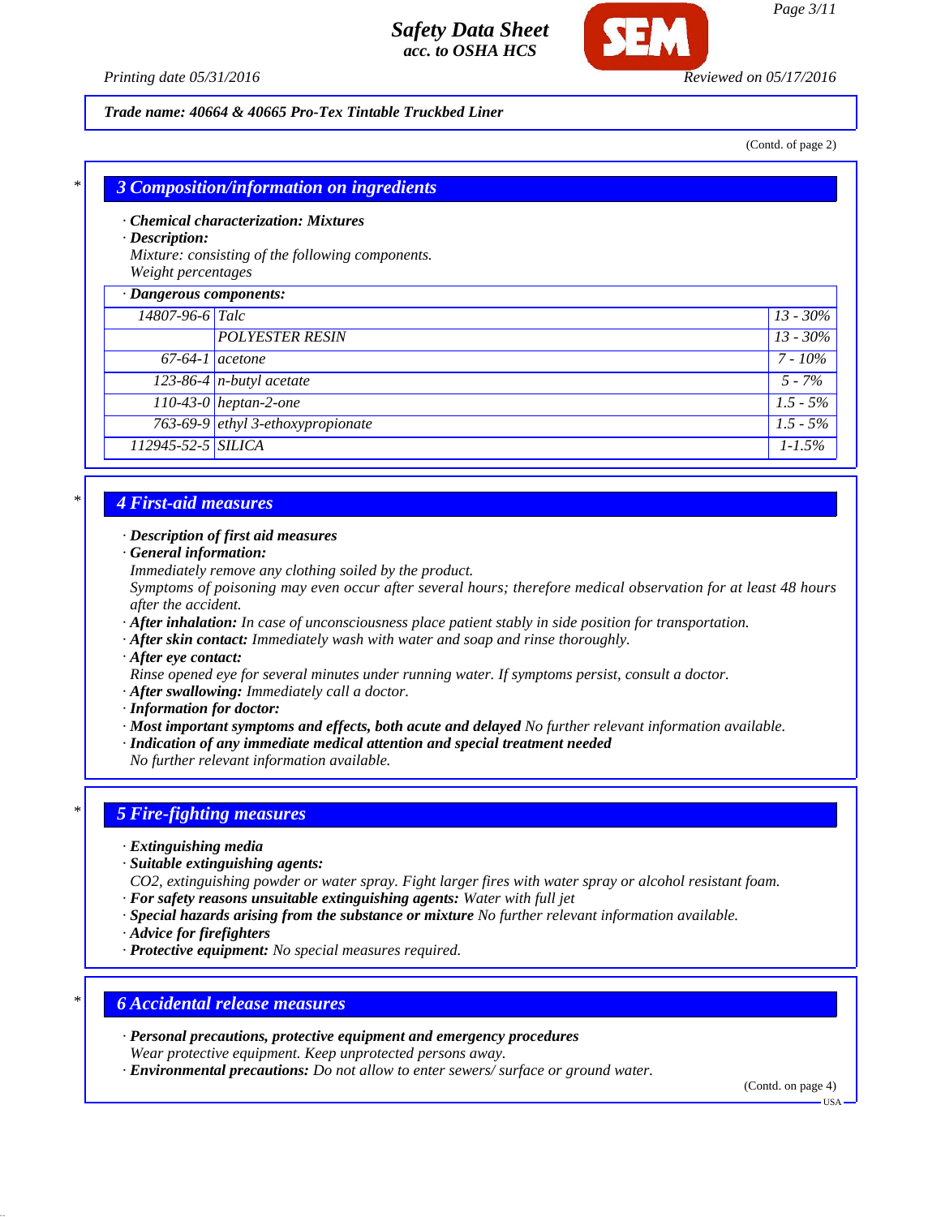**Trade name: 40664 & 40665 Pro-Tex Tintable Truckbed Liner**

(Contd. of page 2)

## 3 Composition/information on ingredients

· **Chemical characterization: Mixtures**
· **Description:**
Mixture: consisting of the following components.
Weight percentages

| · Dangerous components: | | |
|---|---|---|
| 14807-96-6 | Talc | 13 - 30% |
| | POLYESTER RESIN | 13 - 30% |
| 67-64-1 | acetone | 7 - 10% |
| 123-86-4 | n-butyl acetate | 5 - 7% |
| 110-43-0 | heptan-2-one | 1.5 - 5% |
| 763-69-9 | ethyl 3-ethoxypropionate | 1.5 - 5% |
| 112945-52-5 | SILICA | 1-1.5% |

## 4 First-aid measures

· **Description of first aid measures**
· **General information:**
Immediately remove any clothing soiled by the product.
Symptoms of poisoning may even occur after several hours; therefore medical observation for at least 48 hours after the accident.
· **After inhalation:** In case of unconsciousness place patient stably in side position for transportation.
· **After skin contact:** Immediately wash with water and soap and rinse thoroughly.
· **After eye contact:**
Rinse opened eye for several minutes under running water. If symptoms persist, consult a doctor.
· **After swallowing:** Immediately call a doctor.
· **Information for doctor:**
· **Most important symptoms and effects, both acute and delayed** No further relevant information available.
· **Indication of any immediate medical attention and special treatment needed**
No further relevant information available.

## 5 Fire-fighting measures

· **Extinguishing media**
· **Suitable extinguishing agents:**
$CO_2$, extinguishing powder or water spray. Fight larger fires with water spray or alcohol resistant foam.
· **For safety reasons unsuitable extinguishing agents:** Water with full jet
· **Special hazards arising from the substance or mixture** No further relevant information available.
· **Advice for firefighters**
· **Protective equipment:** No special measures required.

## 6 Accidental release measures

· **Personal precautions, protective equipment and emergency procedures**
Wear protective equipment. Keep unprotected persons away.
· **Environmental precautions:** Do not allow to enter sewers/ surface or ground water.

(Contd. on page 4)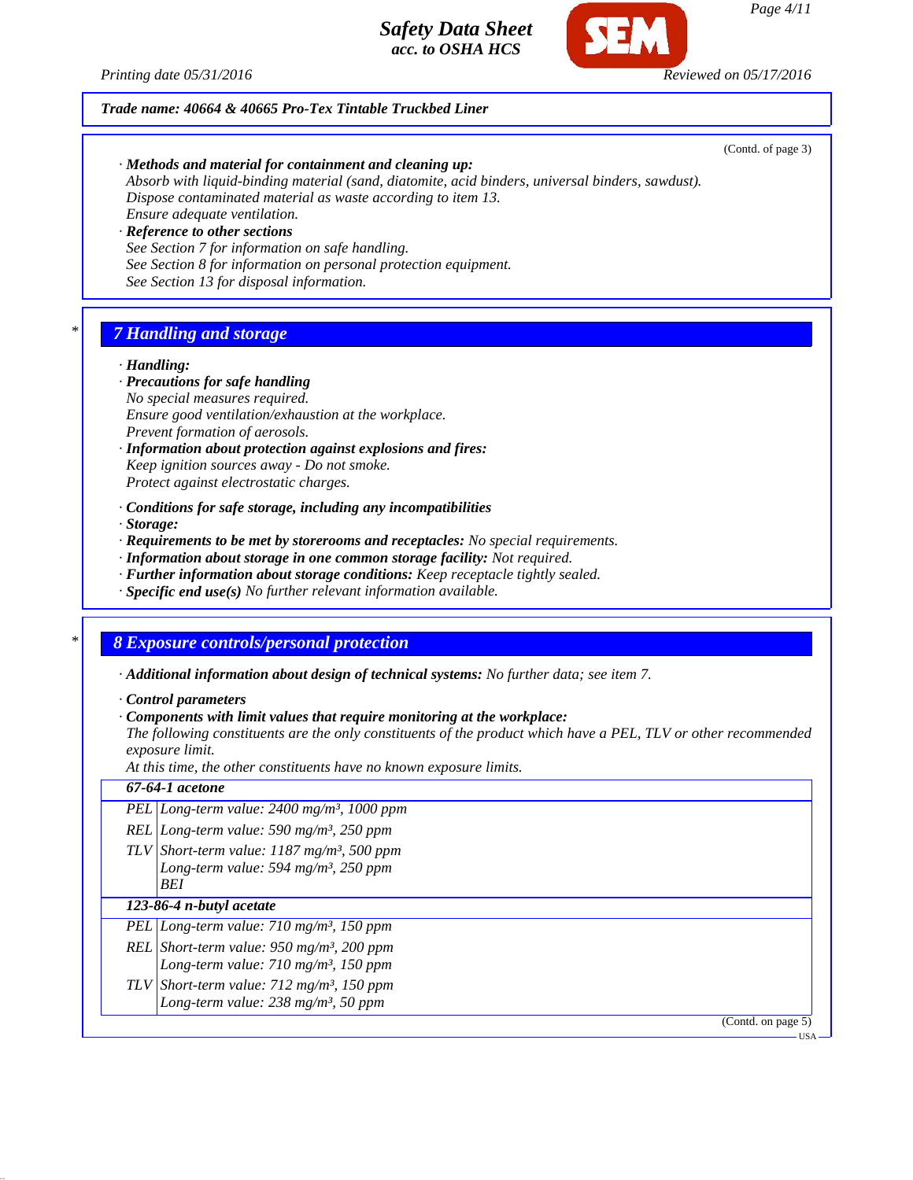*Trade name: 40664 & 40665 Pro-Tex Tintable Truckbed Liner*

(Contd. of page 3)

· **Methods and material for containment and cleaning up:**
Absorb with liquid-binding material (sand, diatomite, acid binders, universal binders, sawdust).
Dispose contaminated material as waste according to item 13.
Ensure adequate ventilation.

· **Reference to other sections**
See Section 7 for information on safe handling.
See Section 8 for information on personal protection equipment.
See Section 13 for disposal information.

## 7 Handling and storage

· **Handling:**

· **Precautions for safe handling**
No special measures required.
Ensure good ventilation/exhaustion at the workplace.
Prevent formation of aerosols.

· **Information about protection against explosions and fires:**
Keep ignition sources away - Do not smoke.
Protect against electrostatic charges.

· **Conditions for safe storage, including any incompatibilities**

· **Storage:**

· **Requirements to be met by storerooms and receptacles:** No special requirements.

· **Information about storage in one common storage facility:** Not required.

· **Further information about storage conditions:** Keep receptacle tightly sealed.

· **Specific end use(s)** No further relevant information available.

## 8 Exposure controls/personal protection

· **Additional information about design of technical systems:** No further data; see item 7.

· **Control parameters**

· **Components with limit values that require monitoring at the workplace:**
The following constituents are the only constituents of the product which have a PEL, TLV or other recommended exposure limit.
At this time, the other constituents have no known exposure limits.

| **67-64-1 acetone** | |
|---|---|
| PEL | Long-term value: 2400 mg/m³, 1000 ppm |
| REL | Long-term value: 590 mg/m³, 250 ppm |
| TLV | Short-term value: 1187 mg/m³, 500 ppm<br>Long-term value: 594 mg/m³, 250 ppm<br>BEI |
| **123-86-4 n-butyl acetate** | |
| PEL | Long-term value: 710 mg/m³, 150 ppm |
| REL | Short-term value: 950 mg/m³, 200 ppm<br>Long-term value: 710 mg/m³, 150 ppm |
| TLV | Short-term value: 712 mg/m³, 150 ppm<br>Long-term value: 238 mg/m³, 50 ppm |

(Contd. on page 5)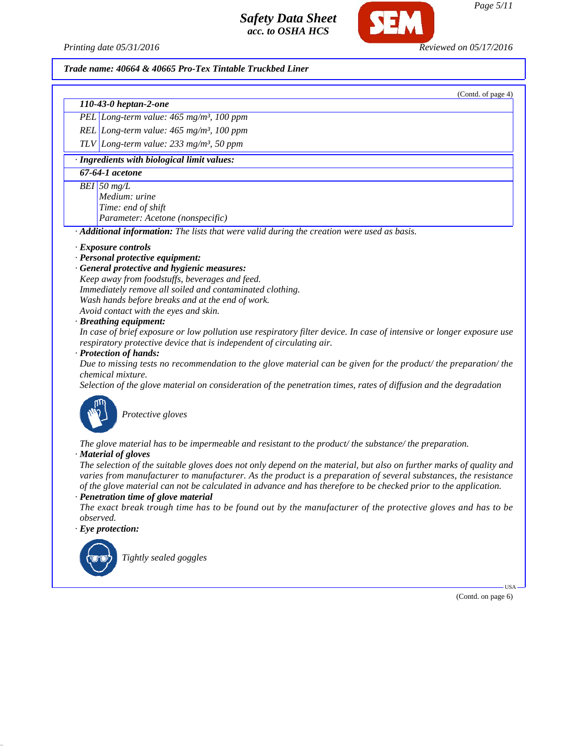**Trade name: 40664 & 40665 Pro-Tex Tintable Truckbed Liner**

(Contd. of page 4)

| **110-43-0 heptan-2-one** | |
|---|---|
| PEL | Long-term value: 465 mg/m³, 100 ppm |
| REL | Long-term value: 465 mg/m³, 100 ppm |
| TLV | Long-term value: 233 mg/m³, 50 ppm |

· **Ingredients with biological limit values:**

| **67-64-1 acetone** | |
|---|---|
| BEI | 50 mg/L<br>Medium: urine<br>Time: end of shift<br>Parameter: Acetone (nonspecific) |

· **Additional information:** The lists that were valid during the creation were used as basis.

· **Exposure controls**

· **Personal protective equipment:**

· **General protective and hygienic measures:**

Keep away from foodstuffs, beverages and feed.
Immediately remove all soiled and contaminated clothing.
Wash hands before breaks and at the end of work.
Avoid contact with the eyes and skin.

· **Breathing equipment:**

In case of brief exposure or low pollution use respiratory filter device. In case of intensive or longer exposure use respiratory protective device that is independent of circulating air.

· **Protection of hands:**

Due to missing tests no recommendation to the glove material can be given for the product/ the preparation/ the chemical mixture.
Selection of the glove material on consideration of the penetration times, rates of diffusion and the degradation

Protective gloves

The glove material has to be impermeable and resistant to the product/ the substance/ the preparation.

· **Material of gloves**

The selection of the suitable gloves does not only depend on the material, but also on further marks of quality and varies from manufacturer to manufacturer. As the product is a preparation of several substances, the resistance of the glove material can not be calculated in advance and has therefore to be checked prior to the application.

· **Penetration time of glove material**

The exact break trough time has to be found out by the manufacturer of the protective gloves and has to be observed.

· **Eye protection:**

Tightly sealed goggles

(Contd. on page 6)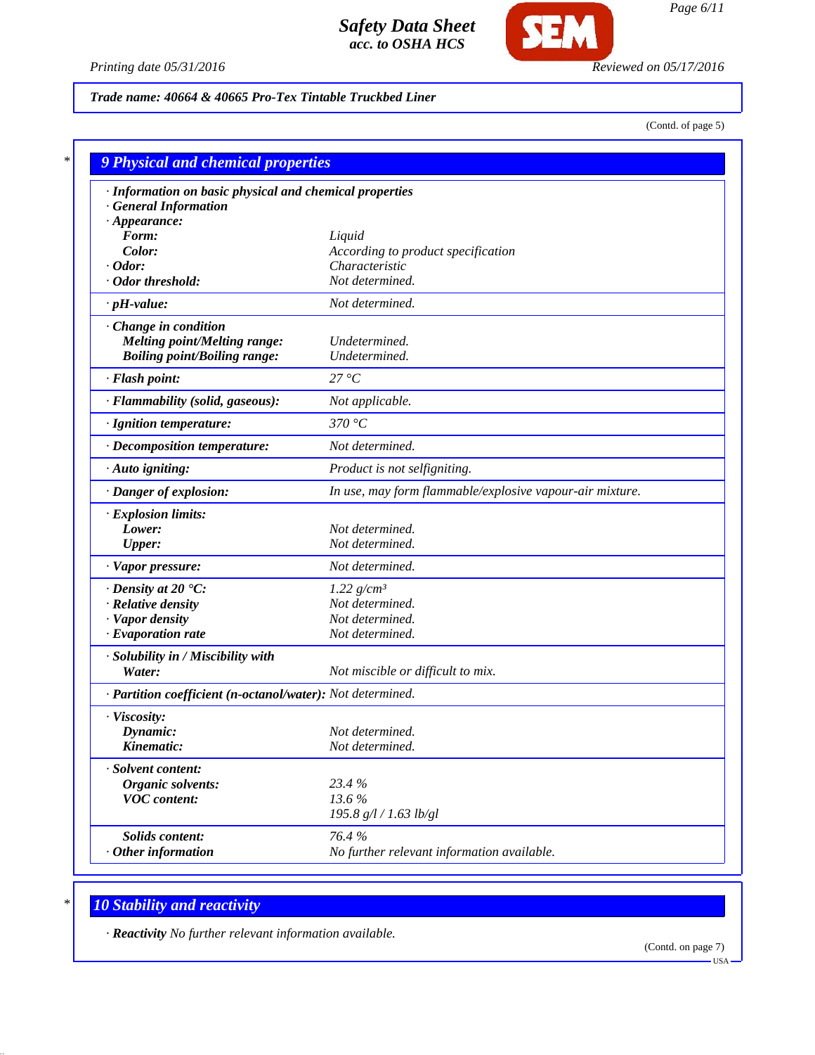Trade name: 40664 & 40665 Pro-Tex Tintable Truckbed Liner

(Contd. of page 5)

## 9 Physical and chemical properties

| · Information on basic physical and chemical properties | |
|---|---|
| · General Information | |
| · Appearance: | |
| Form: | Liquid |
| Color: | According to product specification |
| · Odor: | Characteristic |
| · Odor threshold: | Not determined. |
| · pH-value: | Not determined. |
| · Change in condition | |
| Melting point/Melting range: | Undetermined. |
| Boiling point/Boiling range: | Undetermined. |
| · Flash point: | 27 °C |
| · Flammability (solid, gaseous): | Not applicable. |
| · Ignition temperature: | 370 °C |
| · Decomposition temperature: | Not determined. |
| · Auto igniting: | Product is not selfigniting. |
| · Danger of explosion: | In use, may form flammable/explosive vapour-air mixture. |
| · Explosion limits: | |
| Lower: | Not determined. |
| Upper: | Not determined. |
| · Vapor pressure: | Not determined. |
| · Density at 20 °C: | 1.22 g/cm³ |
| · Relative density | Not determined. |
| · Vapor density | Not determined. |
| · Evaporation rate | Not determined. |
| · Solubility in / Miscibility with | |
| Water: | Not miscible or difficult to mix. |
| · Partition coefficient (n-octanol/water): | Not determined. |
| · Viscosity: | |
| Dynamic: | Not determined. |
| Kinematic: | Not determined. |
| · Solvent content: | |
| Organic solvents: | 23.4 % |
| VOC content: | 13.6 % |
| | 195.8 g/l / 1.63 lb/gl |
| Solids content: | 76.4 % |
| · Other information | No further relevant information available. |

## 10 Stability and reactivity

· **Reactivity** No further relevant information available.

(Contd. on page 7)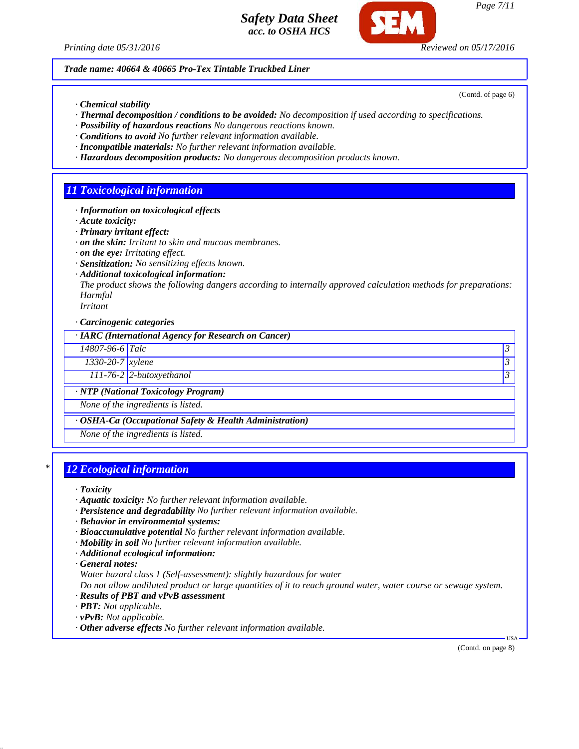**Trade name: 40664 & 40665 Pro-Tex Tintable Truckbed Liner**

(Contd. of page 6)

- **Chemical stability**
- **Thermal decomposition / conditions to be avoided:** No decomposition if used according to specifications.
- **Possibility of hazardous reactions** No dangerous reactions known.
- **Conditions to avoid** No further relevant information available.
- **Incompatible materials:** No further relevant information available.
- **Hazardous decomposition products:** No dangerous decomposition products known.

## 11 Toxicological information

- **Information on toxicological effects**
- **Acute toxicity:**
- **Primary irritant effect:**
- **on the skin:** Irritant to skin and mucous membranes.
- **on the eye:** Irritating effect.
- **Sensitization:** No sensitizing effects known.
- **Additional toxicological information:**
  The product shows the following dangers according to internally approved calculation methods for preparations:
  Harmful
  Irritant

- **Carcinogenic categories**

| · IARC (International Agency for Research on Cancer) | | |
|---|---|---|
| 14807-96-6 | Talc | 3 |
| 1330-20-7 | xylene | 3 |
| 111-76-2 | 2-butoxyethanol | 3 |

| · NTP (National Toxicology Program) |
|---|
| None of the ingredients is listed. |

| · OSHA-Ca (Occupational Safety & Health Administration) |
|---|
| None of the ingredients is listed. |

## 12 Ecological information

- **Toxicity**
- **Aquatic toxicity:** No further relevant information available.
- **Persistence and degradability** No further relevant information available.
- **Behavior in environmental systems:**
- **Bioaccumulative potential** No further relevant information available.
- **Mobility in soil** No further relevant information available.
- **Additional ecological information:**
- **General notes:**
  Water hazard class 1 (Self-assessment): slightly hazardous for water
  Do not allow undiluted product or large quantities of it to reach ground water, water course or sewage system.
- **Results of PBT and vPvB assessment**
- **PBT:** Not applicable.
- **vPvB:** Not applicable.
- **Other adverse effects** No further relevant information available.

(Contd. on page 8)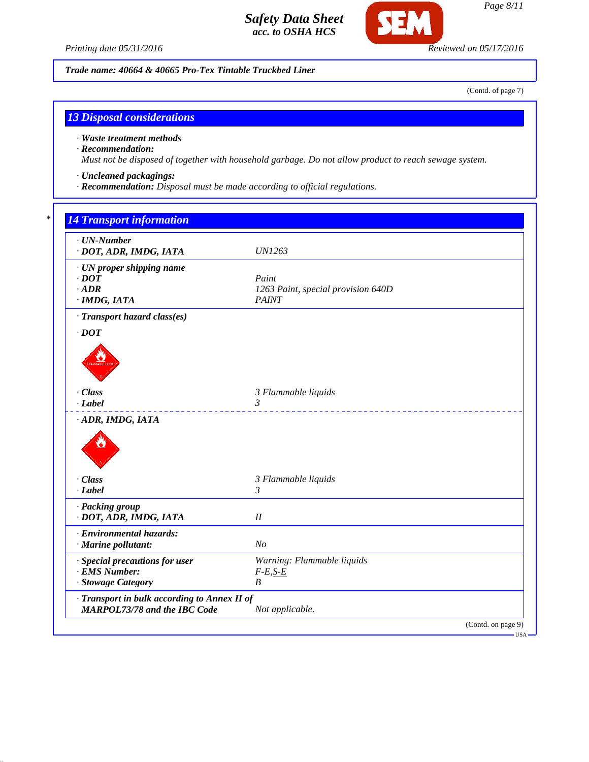**Trade name: 40664 & 40665 Pro-Tex Tintable Truckbed Liner**

(Contd. of page 7)

## 13 Disposal considerations

· **Waste treatment methods**
· **Recommendation:**
Must not be disposed of together with household garbage. Do not allow product to reach sewage system.

· **Uncleaned packagings:**
· **Recommendation:** Disposal must be made according to official regulations.

## 14 Transport information

| | |
|---|---|
| · **UN-Number** | |
| · **DOT, ADR, IMDG, IATA** | UN1263 |
| · **UN proper shipping name** | |
| · **DOT** | Paint |
| · **ADR** | 1263 Paint, special provision 640D |
| · **IMDG, IATA** | PAINT |
| · **Transport hazard class(es)** | |
| · **DOT** | |
| · **Class** | 3 Flammable liquids |
| · **Label** | 3 |
| · **ADR, IMDG, IATA** | |
| · **Class** | 3 Flammable liquids |
| · **Label** | 3 |
| · **Packing group** | |
| · **DOT, ADR, IMDG, IATA** | II |
| · **Environmental hazards:** | |
| · **Marine pollutant:** | No |
| · **Special precautions for user** | Warning: Flammable liquids |
| · **EMS Number:** | F-E,S-E |
| · **Stowage Category** | B |
| · **Transport in bulk according to Annex II of MARPOL73/78 and the IBC Code** | Not applicable. |

(Contd. on page 9)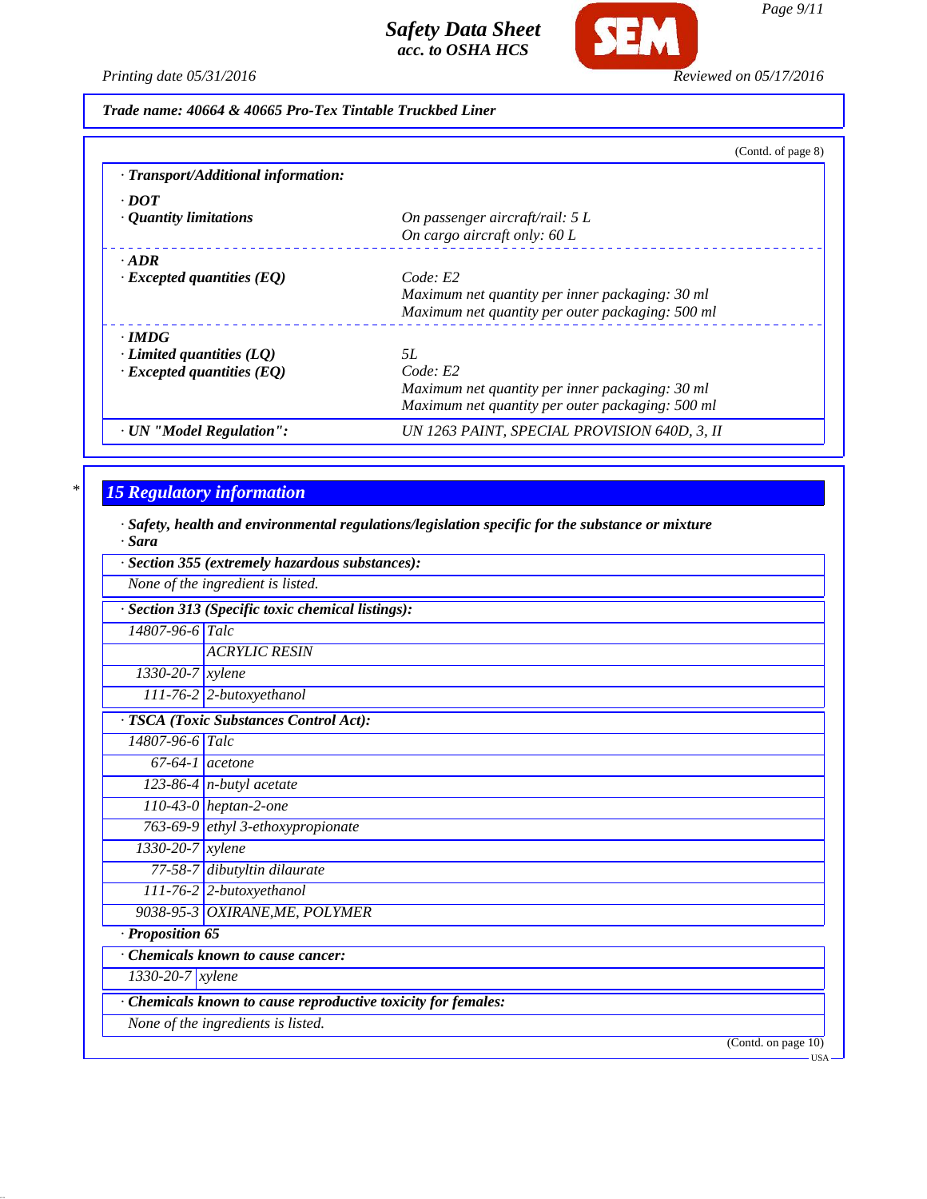**Trade name: 40664 & 40665 Pro-Tex Tintable Truckbed Liner**

(Contd. of page 8)

**· Transport/Additional information:**

| | |
|---|---|
| **· DOT** | |
| **· Quantity limitations** | On passenger aircraft/rail: 5 L<br>On cargo aircraft only: 60 L |
| **· ADR** | |
| **· Excepted quantities (EQ)** | Code: E2<br>Maximum net quantity per inner packaging: 30 ml<br>Maximum net quantity per outer packaging: 500 ml |
| **· IMDG** | |
| **· Limited quantities (LQ)** | 5L |
| **· Excepted quantities (EQ)** | Code: E2<br>Maximum net quantity per inner packaging: 30 ml<br>Maximum net quantity per outer packaging: 500 ml |
| **· UN "Model Regulation":** | UN 1263 PAINT, SPECIAL PROVISION 640D, 3, II |

\*

## 15 Regulatory information

**· Safety, health and environmental regulations/legislation specific for the substance or mixture**

**· Sara**

**· Section 355 (extremely hazardous substances):**

None of the ingredient is listed.

**· Section 313 (Specific toxic chemical listings):**

| | |
|---|---|
| 14807-96-6 | Talc |
| | ACRYLIC RESIN |
| 1330-20-7 | xylene |
| 111-76-2 | 2-butoxyethanol |

**· TSCA (Toxic Substances Control Act):**

| | |
|---|---|
| 14807-96-6 | Talc |
| 67-64-1 | acetone |
| 123-86-4 | n-butyl acetate |
| 110-43-0 | heptan-2-one |
| 763-69-9 | ethyl 3-ethoxypropionate |
| 1330-20-7 | xylene |
| 77-58-7 | dibutyltin dilaurate |
| 111-76-2 | 2-butoxyethanol |
| 9038-95-3 | OXIRANE,ME, POLYMER |

**· Proposition 65**

**· Chemicals known to cause cancer:**

| | |
|---|---|
| 1330-20-7 | xylene |

**· Chemicals known to cause reproductive toxicity for females:**

None of the ingredients is listed.

(Contd. on page 10)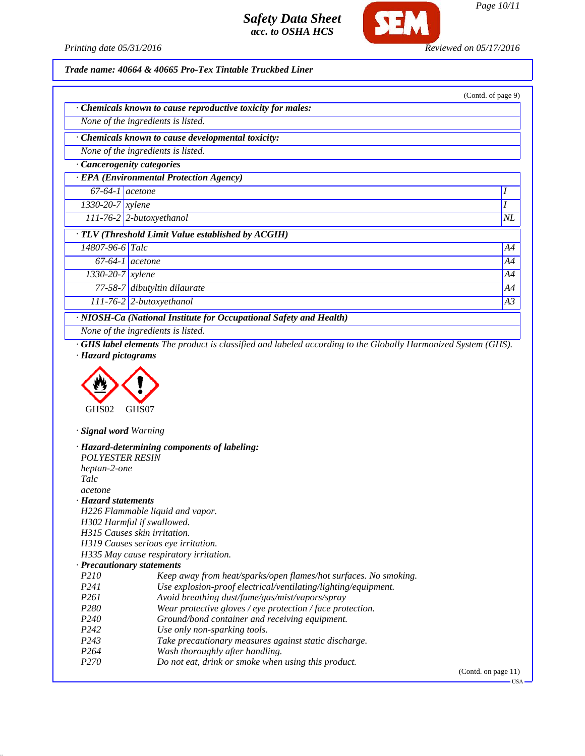**Trade name: 40664 & 40665 Pro-Tex Tintable Truckbed Liner**

(Contd. of page 9)

**· Chemicals known to cause reproductive toxicity for males:**

None of the ingredients is listed.

**· Chemicals known to cause developmental toxicity:**

None of the ingredients is listed.

**· Cancerogenity categories**

**· EPA (Environmental Protection Agency)**

| | | |
|---|---|---|
| 67-64-1 | acetone | I |
| 1330-20-7 | xylene | I |
| 111-76-2 | 2-butoxyethanol | NL |

**· TLV (Threshold Limit Value established by ACGIH)**

| | | |
|---|---|---|
| 14807-96-6 | Talc | A4 |
| 67-64-1 | acetone | A4 |
| 1330-20-7 | xylene | A4 |
| 77-58-7 | dibutyltin dilaurate | A4 |
| 111-76-2 | 2-butoxyethanol | A3 |

**· NIOSH-Ca (National Institute for Occupational Safety and Health)**

None of the ingredients is listed.

**· GHS label elements** The product is classified and labeled according to the Globally Harmonized System (GHS).

**· Hazard pictograms**

GHS02 GHS07

**· Signal word** Warning

**· Hazard-determining components of labeling:**

POLYESTER RESIN
heptan-2-one
Talc
acetone

**· Hazard statements**

H226 Flammable liquid and vapor.
H302 Harmful if swallowed.
H315 Causes skin irritation.
H319 Causes serious eye irritation.
H335 May cause respiratory irritation.

**· Precautionary statements**

| | |
|---|---|
| P210 | Keep away from heat/sparks/open flames/hot surfaces. No smoking. |
| P241 | Use explosion-proof electrical/ventilating/lighting/equipment. |
| P261 | Avoid breathing dust/fume/gas/mist/vapors/spray |
| P280 | Wear protective gloves / eye protection / face protection. |
| P240 | Ground/bond container and receiving equipment. |
| P242 | Use only non-sparking tools. |
| P243 | Take precautionary measures against static discharge. |
| P264 | Wash thoroughly after handling. |
| P270 | Do not eat, drink or smoke when using this product. |

(Contd. on page 11)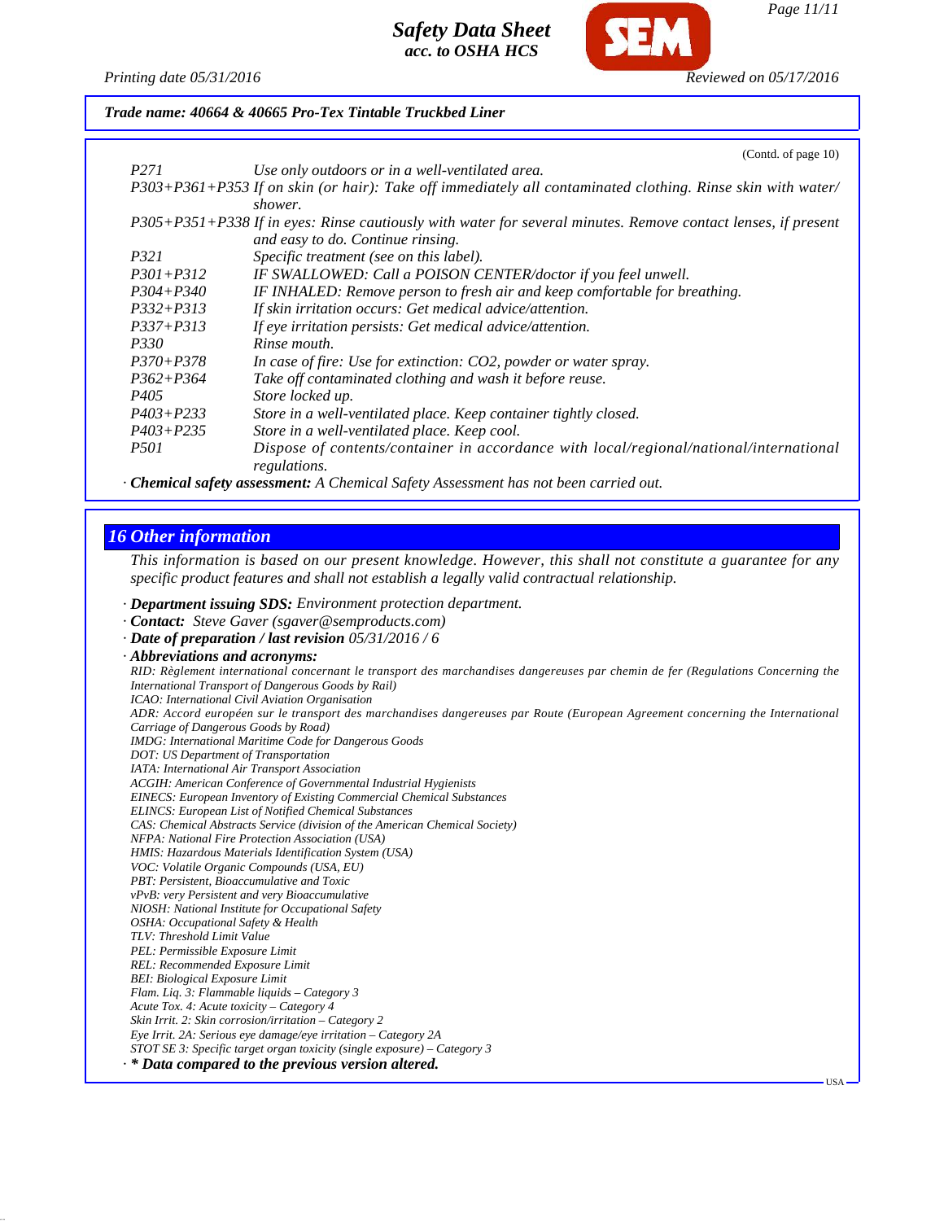Trade name: 40664 & 40665 Pro-Tex Tintable Truckbed Liner

(Contd. of page 10)

| | |
|---|---|
| P271 | Use only outdoors or in a well-ventilated area. |
| P303+P361+P353 | If on skin (or hair): Take off immediately all contaminated clothing. Rinse skin with water/ shower. |
| P305+P351+P338 | If in eyes: Rinse cautiously with water for several minutes. Remove contact lenses, if present and easy to do. Continue rinsing. |
| P321 | Specific treatment (see on this label). |
| P301+P312 | IF SWALLOWED: Call a POISON CENTER/doctor if you feel unwell. |
| P304+P340 | IF INHALED: Remove person to fresh air and keep comfortable for breathing. |
| P332+P313 | If skin irritation occurs: Get medical advice/attention. |
| P337+P313 | If eye irritation persists: Get medical advice/attention. |
| P330 | Rinse mouth. |
| P370+P378 | In case of fire: Use for extinction: CO2, powder or water spray. |
| P362+P364 | Take off contaminated clothing and wash it before reuse. |
| P405 | Store locked up. |
| P403+P233 | Store in a well-ventilated place. Keep container tightly closed. |
| P403+P235 | Store in a well-ventilated place. Keep cool. |
| P501 | Dispose of contents/container in accordance with local/regional/national/international regulations. |

· **Chemical safety assessment:** A Chemical Safety Assessment has not been carried out.

## 16 Other information

This information is based on our present knowledge. However, this shall not constitute a guarantee for any specific product features and shall not establish a legally valid contractual relationship.

· **Department issuing SDS:** Environment protection department.
· **Contact:** Steve Gaver (sgaver@semproducts.com)
· **Date of preparation / last revision** 05/31/2016 / 6
· **Abbreviations and acronyms:**

RID: Règlement international concernant le transport des marchandises dangereuses par chemin de fer (Regulations Concerning the International Transport of Dangerous Goods by Rail)
ICAO: International Civil Aviation Organisation
ADR: Accord européen sur le transport des marchandises dangereuses par Route (European Agreement concerning the International Carriage of Dangerous Goods by Road)
IMDG: International Maritime Code for Dangerous Goods
DOT: US Department of Transportation
IATA: International Air Transport Association
ACGIH: American Conference of Governmental Industrial Hygienists
EINECS: European Inventory of Existing Commercial Chemical Substances
ELINCS: European List of Notified Chemical Substances
CAS: Chemical Abstracts Service (division of the American Chemical Society)
NFPA: National Fire Protection Association (USA)
HMIS: Hazardous Materials Identification System (USA)
VOC: Volatile Organic Compounds (USA, EU)
PBT: Persistent, Bioaccumulative and Toxic
vPvB: very Persistent and very Bioaccumulative
NIOSH: National Institute for Occupational Safety
OSHA: Occupational Safety & Health
TLV: Threshold Limit Value
PEL: Permissible Exposure Limit
REL: Recommended Exposure Limit
BEI: Biological Exposure Limit
Flam. Liq. 3: Flammable liquids – Category 3
Acute Tox. 4: Acute toxicity – Category 4
Skin Irrit. 2: Skin corrosion/irritation – Category 2
Eye Irrit. 2A: Serious eye damage/eye irritation – Category 2A
STOT SE 3: Specific target organ toxicity (single exposure) – Category 3

· **\* Data compared to the previous version altered.**